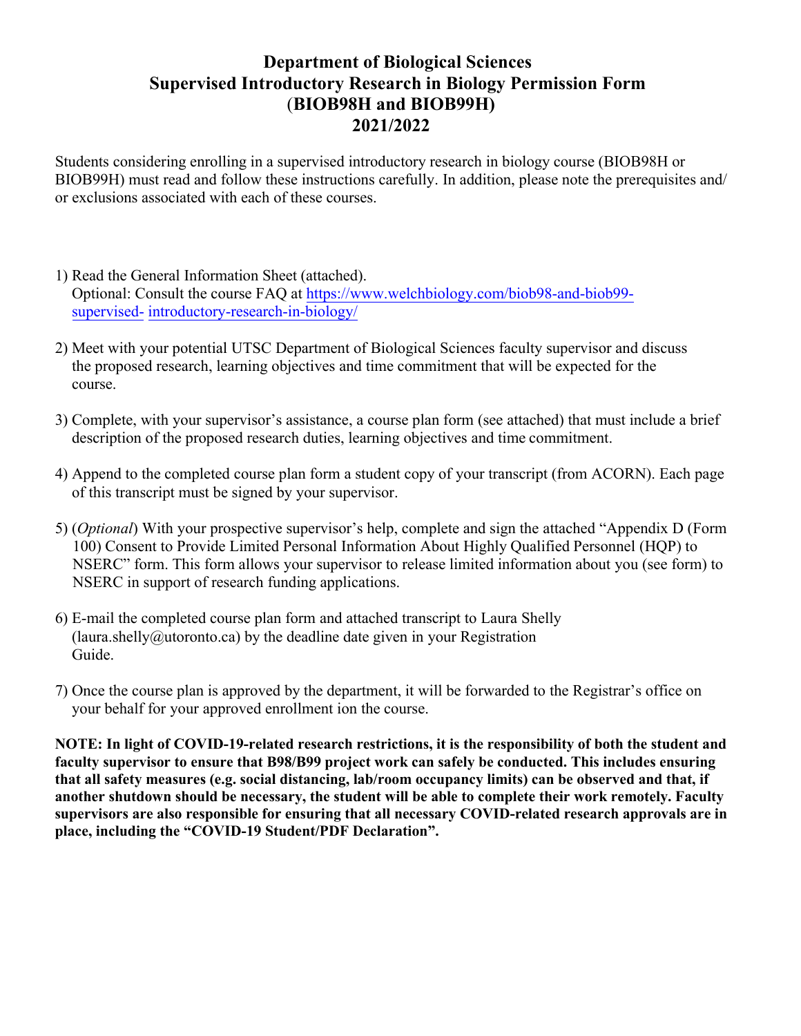# Department of Biological Sciences
# Supervised Introductory Research in Biology Permission Form
# (BIOB98H and BIOB99H)
# 2021/2022

Students considering enrolling in a supervised introductory research in biology course (BIOB98H or BIOB99H) must read and follow these instructions carefully. In addition, please note the prerequisites and/ or exclusions associated with each of these courses.

1) Read the General Information Sheet (attached).
   Optional: Consult the course FAQ at https://www.welchbiology.com/biob98-and-biob99-supervised- introductory-research-in-biology/

2) Meet with your potential UTSC Department of Biological Sciences faculty supervisor and discuss the proposed research, learning objectives and time commitment that will be expected for the course.

3) Complete, with your supervisor's assistance, a course plan form (see attached) that must include a brief description of the proposed research duties, learning objectives and time commitment.

4) Append to the completed course plan form a student copy of your transcript (from ACORN). Each page of this transcript must be signed by your supervisor.

5) (*Optional*) With your prospective supervisor's help, complete and sign the attached "Appendix D (Form 100) Consent to Provide Limited Personal Information About Highly Qualified Personnel (HQP) to NSERC" form. This form allows your supervisor to release limited information about you (see form) to NSERC in support of research funding applications.

6) E-mail the completed course plan form and attached transcript to Laura Shelly (laura.shelly@utoronto.ca) by the deadline date given in your Registration Guide.

7) Once the course plan is approved by the department, it will be forwarded to the Registrar's office on your behalf for your approved enrollment ion the course.

**NOTE: In light of COVID-19-related research restrictions, it is the responsibility of both the student and faculty supervisor to ensure that B98/B99 project work can safely be conducted. This includes ensuring that all safety measures (e.g. social distancing, lab/room occupancy limits) can be observed and that, if another shutdown should be necessary, the student will be able to complete their work remotely. Faculty supervisors are also responsible for ensuring that all necessary COVID-related research approvals are in place, including the "COVID-19 Student/PDF Declaration".**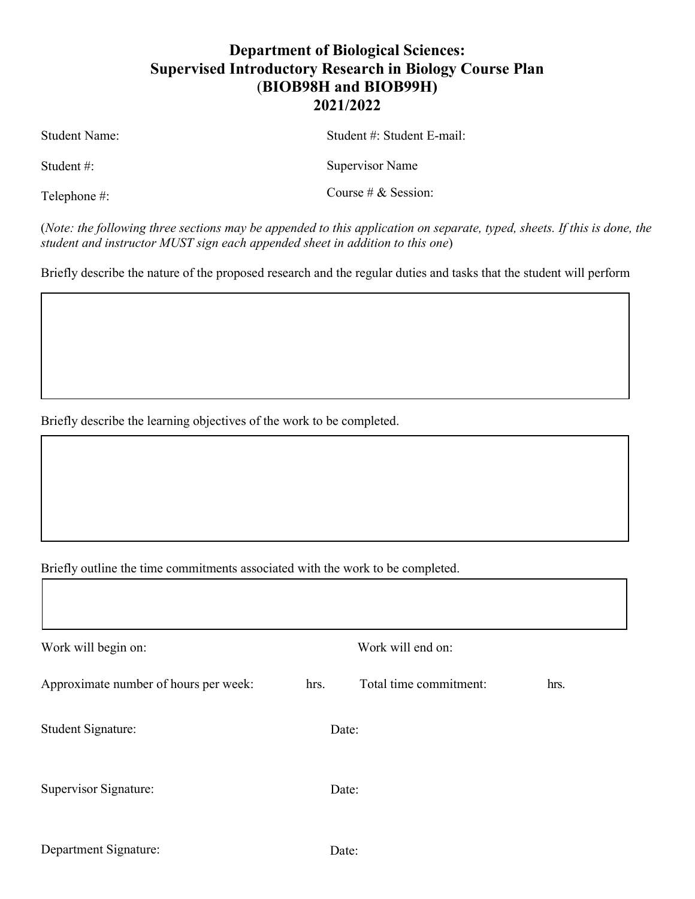# Department of Biological Sciences: Supervised Introductory Research in Biology Course Plan (BIOB98H and BIOB99H) 2021/2022

Student Name:

Student #: Student E-mail:

Student #:

Supervisor Name

Telephone #:

Course # & Session:

(*Note: the following three sections may be appended to this application on separate, typed, sheets. If this is done, the student and instructor MUST sign each appended sheet in addition to this one*)

Briefly describe the nature of the proposed research and the regular duties and tasks that the student will perform

| |
|---|
| |

Briefly describe the learning objectives of the work to be completed.

| |
|---|
| |

Briefly outline the time commitments associated with the work to be completed.

| |
|---|
| |

Work will begin on:

Work will end on:

Approximate number of hours per week: hrs.

Total time commitment: hrs.

Student Signature:

Date:

Supervisor Signature:

Date:

Department Signature:

Date: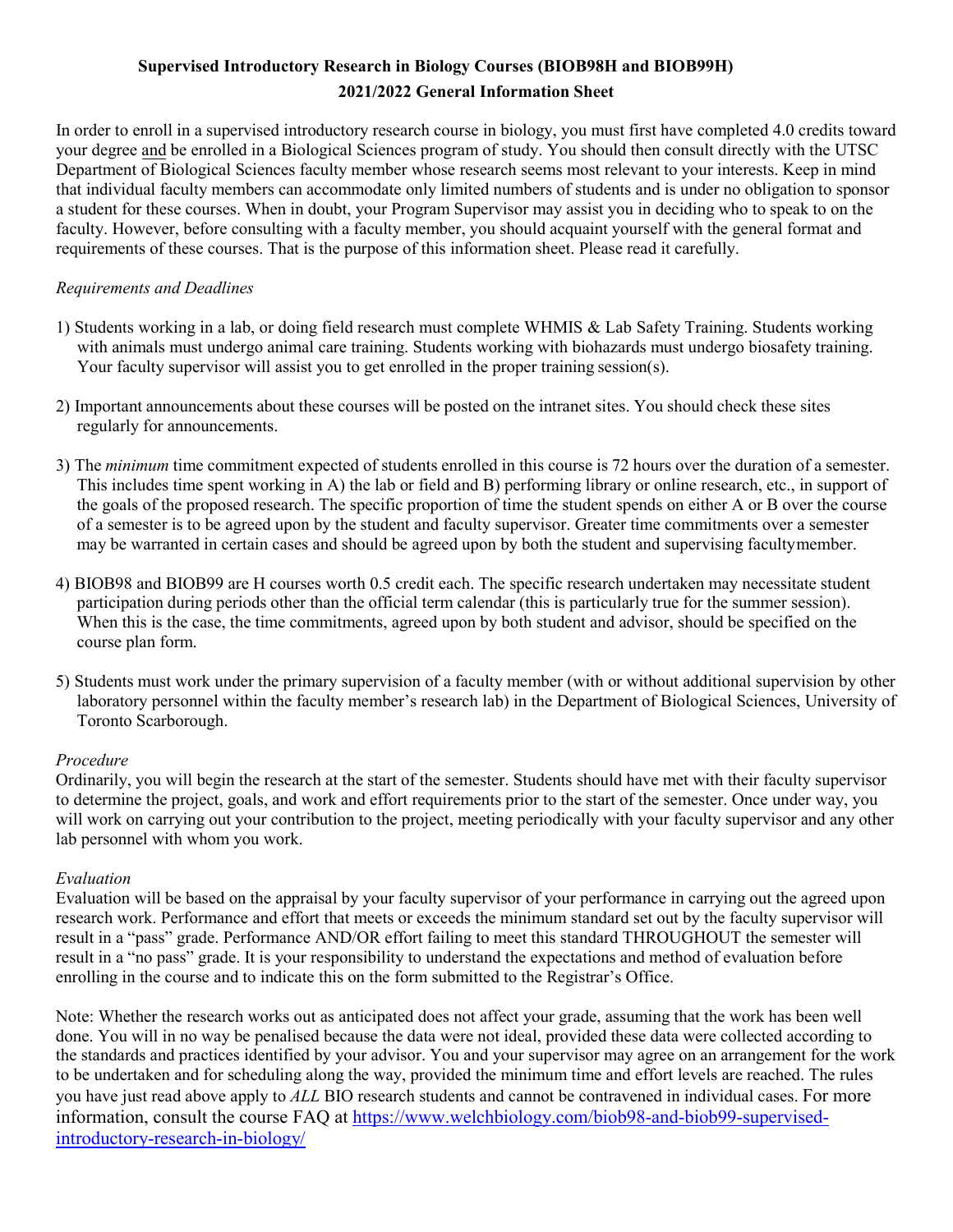# Supervised Introductory Research in Biology Courses (BIOB98H and BIOB99H)
## 2021/2022 General Information Sheet

In order to enroll in a supervised introductory research course in biology, you must first have completed 4.0 credits toward your degree and be enrolled in a Biological Sciences program of study. You should then consult directly with the UTSC Department of Biological Sciences faculty member whose research seems most relevant to your interests. Keep in mind that individual faculty members can accommodate only limited numbers of students and is under no obligation to sponsor a student for these courses. When in doubt, your Program Supervisor may assist you in deciding who to speak to on the faculty. However, before consulting with a faculty member, you should acquaint yourself with the general format and requirements of these courses. That is the purpose of this information sheet. Please read it carefully.

*Requirements and Deadlines*

1) Students working in a lab, or doing field research must complete WHMIS & Lab Safety Training. Students working with animals must undergo animal care training. Students working with biohazards must undergo biosafety training. Your faculty supervisor will assist you to get enrolled in the proper training session(s).

2) Important announcements about these courses will be posted on the intranet sites. You should check these sites regularly for announcements.

3) The *minimum* time commitment expected of students enrolled in this course is 72 hours over the duration of a semester. This includes time spent working in A) the lab or field and B) performing library or online research, etc., in support of the goals of the proposed research. The specific proportion of time the student spends on either A or B over the course of a semester is to be agreed upon by the student and faculty supervisor. Greater time commitments over a semester may be warranted in certain cases and should be agreed upon by both the student and supervising facultymember.

4) BIOB98 and BIOB99 are H courses worth 0.5 credit each. The specific research undertaken may necessitate student participation during periods other than the official term calendar (this is particularly true for the summer session). When this is the case, the time commitments, agreed upon by both student and advisor, should be specified on the course plan form.

5) Students must work under the primary supervision of a faculty member (with or without additional supervision by other laboratory personnel within the faculty member's research lab) in the Department of Biological Sciences, University of Toronto Scarborough.

*Procedure*

Ordinarily, you will begin the research at the start of the semester. Students should have met with their faculty supervisor to determine the project, goals, and work and effort requirements prior to the start of the semester. Once under way, you will work on carrying out your contribution to the project, meeting periodically with your faculty supervisor and any other lab personnel with whom you work.

*Evaluation*

Evaluation will be based on the appraisal by your faculty supervisor of your performance in carrying out the agreed upon research work. Performance and effort that meets or exceeds the minimum standard set out by the faculty supervisor will result in a "pass" grade. Performance AND/OR effort failing to meet this standard THROUGHOUT the semester will result in a "no pass" grade. It is your responsibility to understand the expectations and method of evaluation before enrolling in the course and to indicate this on the form submitted to the Registrar's Office.

Note: Whether the research works out as anticipated does not affect your grade, assuming that the work has been well done. You will in no way be penalised because the data were not ideal, provided these data were collected according to the standards and practices identified by your advisor. You and your supervisor may agree on an arrangement for the work to be undertaken and for scheduling along the way, provided the minimum time and effort levels are reached. The rules you have just read above apply to *ALL* BIO research students and cannot be contravened in individual cases. For more information, consult the course FAQ at [https://www.welchbiology.com/biob98-and-biob99-supervised-introductory-research-in-biology/](https://www.welchbiology.com/biob98-and-biob99-supervised-introductory-research-in-biology/)